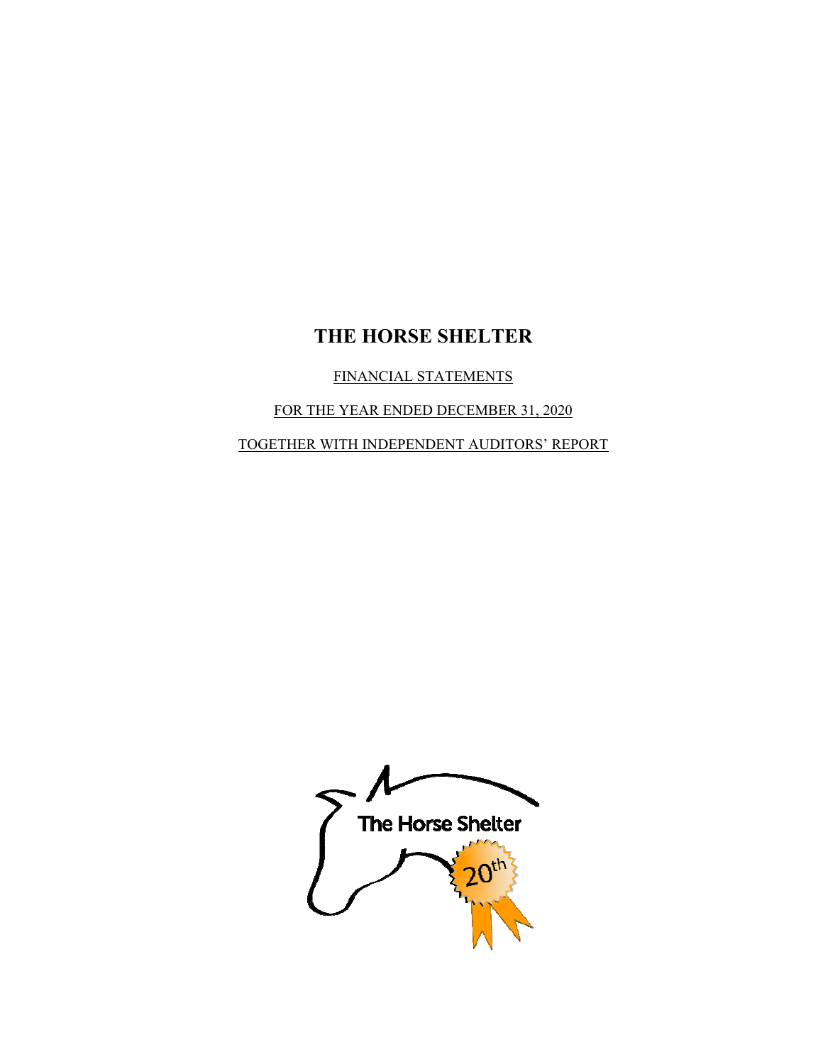# THE HORSE SHELTER

FINANCIAL STATEMENTS

FOR THE YEAR ENDED DECEMBER 31, 2020

TOGETHER WITH INDEPENDENT AUDITORS' REPORT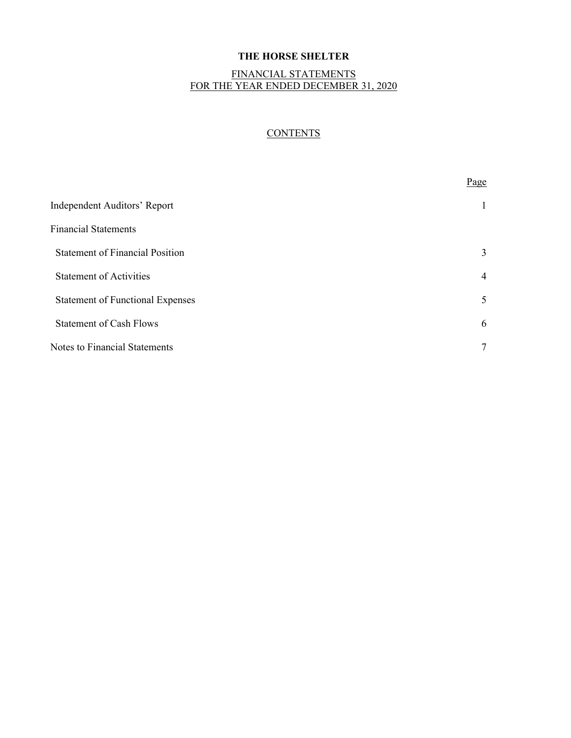# THE HORSE SHELTER

## FINANCIAL STATEMENTS
## FOR THE YEAR ENDED DECEMBER 31, 2020

### CONTENTS

| | Page |
|---|---|
| Independent Auditors' Report | 1 |
| Financial Statements | |
| Statement of Financial Position | 3 |
| Statement of Activities | 4 |
| Statement of Functional Expenses | 5 |
| Statement of Cash Flows | 6 |
| Notes to Financial Statements | 7 |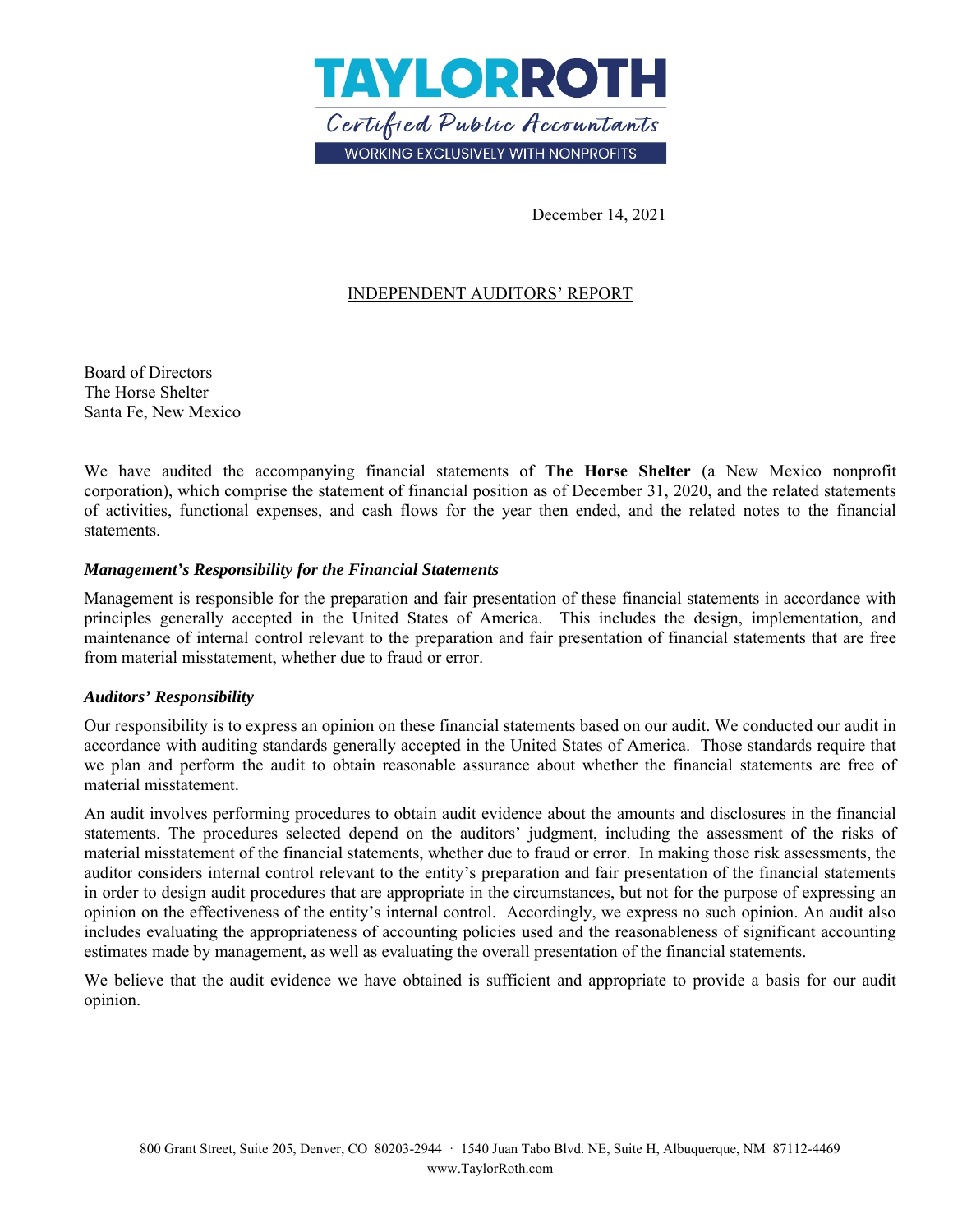TAYLORROTH

Certified Public Accountants

WORKING EXCLUSIVELY WITH NONPROFITS

December 14, 2021

INDEPENDENT AUDITORS' REPORT

Board of Directors
The Horse Shelter
Santa Fe, New Mexico

We have audited the accompanying financial statements of **The Horse Shelter** (a New Mexico nonprofit corporation), which comprise the statement of financial position as of December 31, 2020, and the related statements of activities, functional expenses, and cash flows for the year then ended, and the related notes to the financial statements.

### *Management's Responsibility for the Financial Statements*

Management is responsible for the preparation and fair presentation of these financial statements in accordance with principles generally accepted in the United States of America. This includes the design, implementation, and maintenance of internal control relevant to the preparation and fair presentation of financial statements that are free from material misstatement, whether due to fraud or error.

### *Auditors' Responsibility*

Our responsibility is to express an opinion on these financial statements based on our audit. We conducted our audit in accordance with auditing standards generally accepted in the United States of America. Those standards require that we plan and perform the audit to obtain reasonable assurance about whether the financial statements are free of material misstatement.

An audit involves performing procedures to obtain audit evidence about the amounts and disclosures in the financial statements. The procedures selected depend on the auditors' judgment, including the assessment of the risks of material misstatement of the financial statements, whether due to fraud or error. In making those risk assessments, the auditor considers internal control relevant to the entity's preparation and fair presentation of the financial statements in order to design audit procedures that are appropriate in the circumstances, but not for the purpose of expressing an opinion on the effectiveness of the entity's internal control. Accordingly, we express no such opinion. An audit also includes evaluating the appropriateness of accounting policies used and the reasonableness of significant accounting estimates made by management, as well as evaluating the overall presentation of the financial statements.

We believe that the audit evidence we have obtained is sufficient and appropriate to provide a basis for our audit opinion.

800 Grant Street, Suite 205, Denver, CO 80203-2944 · 1540 Juan Tabo Blvd. NE, Suite H, Albuquerque, NM 87112-4469
www.TaylorRoth.com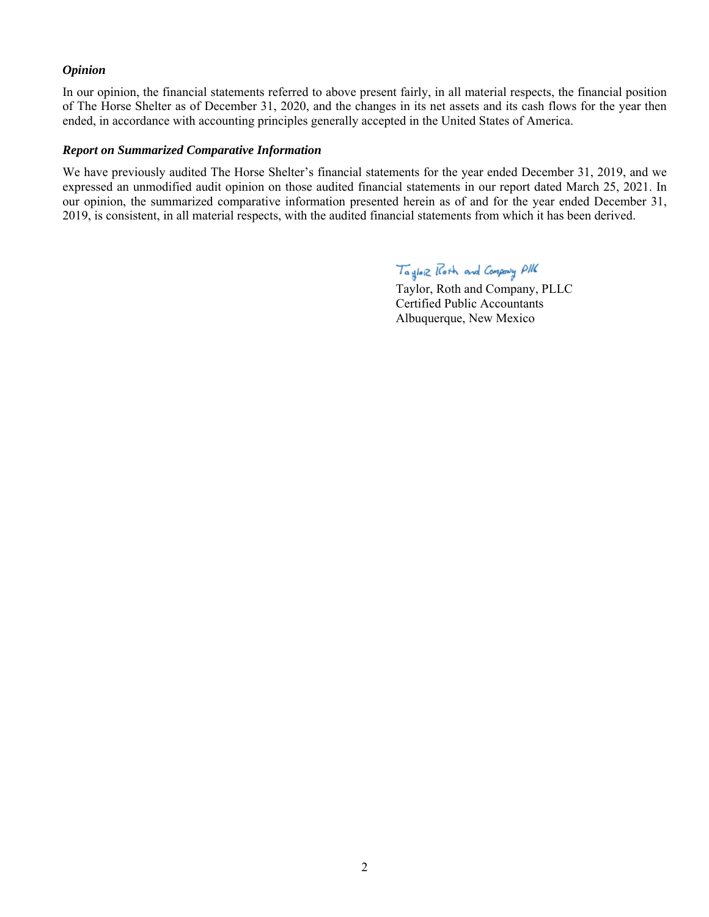### *Opinion*

In our opinion, the financial statements referred to above present fairly, in all material respects, the financial position of The Horse Shelter as of December 31, 2020, and the changes in its net assets and its cash flows for the year then ended, in accordance with accounting principles generally accepted in the United States of America.

### *Report on Summarized Comparative Information*

We have previously audited The Horse Shelter's financial statements for the year ended December 31, 2019, and we expressed an unmodified audit opinion on those audited financial statements in our report dated March 25, 2021. In our opinion, the summarized comparative information presented herein as of and for the year ended December 31, 2019, is consistent, in all material respects, with the audited financial statements from which it has been derived.

Taylor Roth and Company PLLC

Taylor, Roth and Company, PLLC
Certified Public Accountants
Albuquerque, New Mexico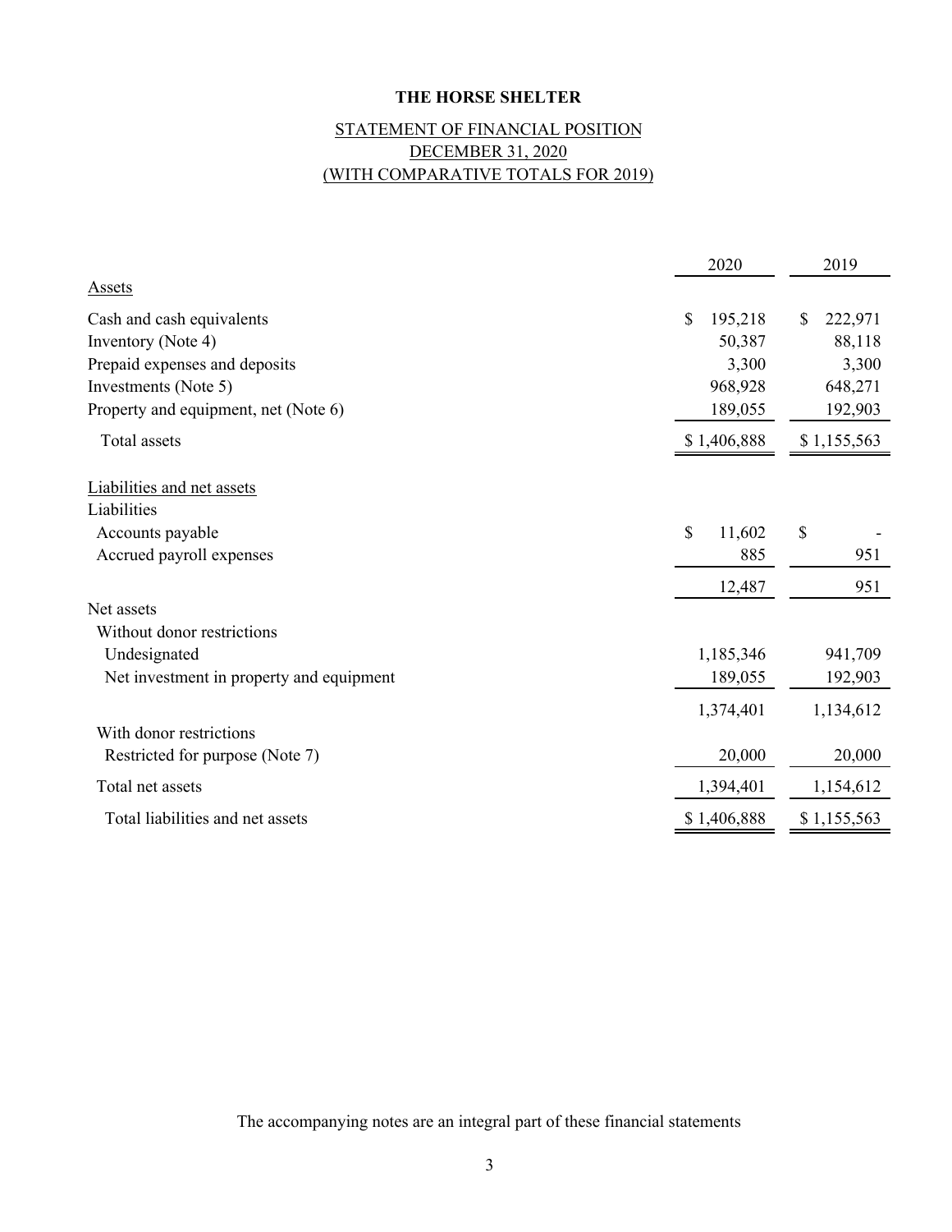# THE HORSE SHELTER

## STATEMENT OF FINANCIAL POSITION
## DECEMBER 31, 2020
## (WITH COMPARATIVE TOTALS FOR 2019)

| | 2020 | 2019 |
|---|---|---|
| Assets | | |
| Cash and cash equivalents | $ 195,218 | $ 222,971 |
| Inventory (Note 4) | 50,387 | 88,118 |
| Prepaid expenses and deposits | 3,300 | 3,300 |
| Investments (Note 5) | 968,928 | 648,271 |
| Property and equipment, net (Note 6) | 189,055 | 192,903 |
| Total assets | $ 1,406,888 | $ 1,155,563 |
| Liabilities and net assets | | |
| Liabilities | | |
| Accounts payable | $ 11,602 | $ - |
| Accrued payroll expenses | 885 | 951 |
| | 12,487 | 951 |
| Net assets | | |
| Without donor restrictions | | |
| Undesignated | 1,185,346 | 941,709 |
| Net investment in property and equipment | 189,055 | 192,903 |
| | 1,374,401 | 1,134,612 |
| With donor restrictions | | |
| Restricted for purpose (Note 7) | 20,000 | 20,000 |
| Total net assets | 1,394,401 | 1,154,612 |
| Total liabilities and net assets | $ 1,406,888 | $ 1,155,563 |

The accompanying notes are an integral part of these financial statements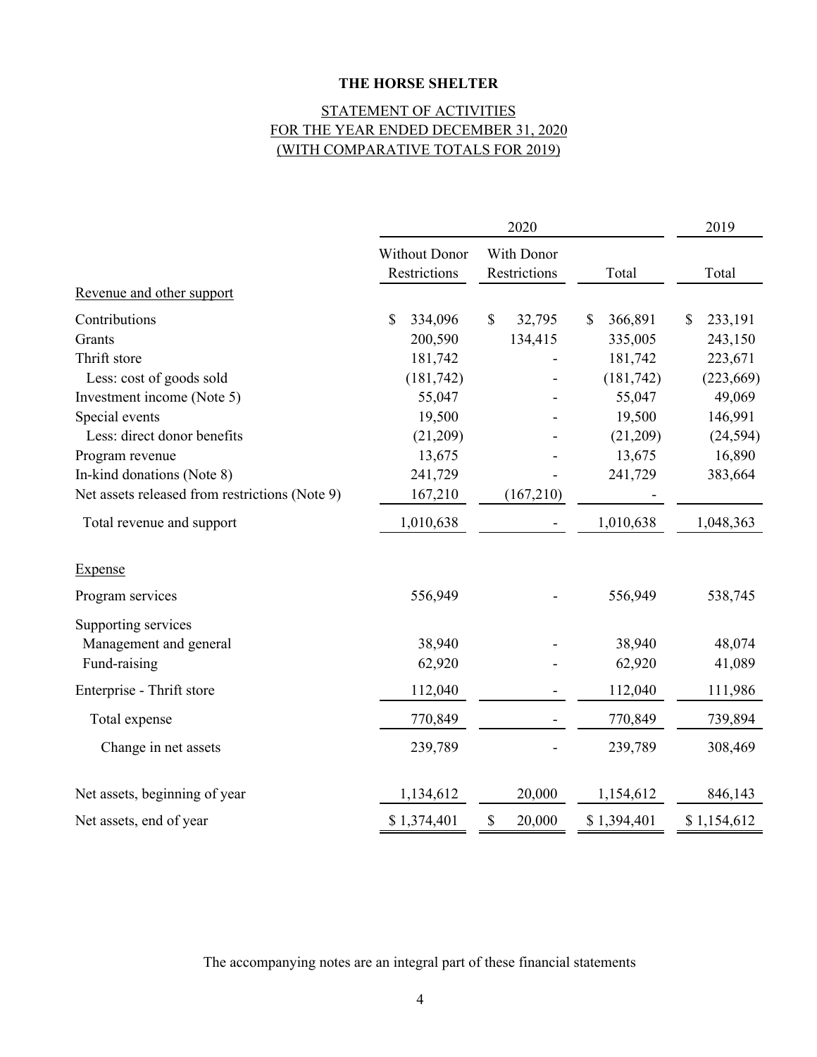# THE HORSE SHELTER

## STATEMENT OF ACTIVITIES
## FOR THE YEAR ENDED DECEMBER 31, 2020
## (WITH COMPARATIVE TOTALS FOR 2019)

| | 2020 | | | 2019 |
|---|---|---|---|---|
| | Without Donor Restrictions | With Donor Restrictions | Total | Total |
| Revenue and other support | | | | |
| Contributions | $ 334,096 | $ 32,795 | $ 366,891 | $ 233,191 |
| Grants | 200,590 | 134,415 | 335,005 | 243,150 |
| Thrift store | 181,742 | - | 181,742 | 223,671 |
| Less: cost of goods sold | (181,742) | - | (181,742) | (223,669) |
| Investment income (Note 5) | 55,047 | - | 55,047 | 49,069 |
| Special events | 19,500 | - | 19,500 | 146,991 |
| Less: direct donor benefits | (21,209) | - | (21,209) | (24,594) |
| Program revenue | 13,675 | - | 13,675 | 16,890 |
| In-kind donations (Note 8) | 241,729 | - | 241,729 | 383,664 |
| Net assets released from restrictions (Note 9) | 167,210 | (167,210) | - | |
| Total revenue and support | 1,010,638 | - | 1,010,638 | 1,048,363 |
| Expense | | | | |
| Program services | 556,949 | - | 556,949 | 538,745 |
| Supporting services | | | | |
| Management and general | 38,940 | - | 38,940 | 48,074 |
| Fund-raising | 62,920 | - | 62,920 | 41,089 |
| Enterprise - Thrift store | 112,040 | - | 112,040 | 111,986 |
| Total expense | 770,849 | - | 770,849 | 739,894 |
| Change in net assets | 239,789 | - | 239,789 | 308,469 |
| Net assets, beginning of year | 1,134,612 | 20,000 | 1,154,612 | 846,143 |
| Net assets, end of year | $ 1,374,401 | $ 20,000 | $ 1,394,401 | $ 1,154,612 |

The accompanying notes are an integral part of these financial statements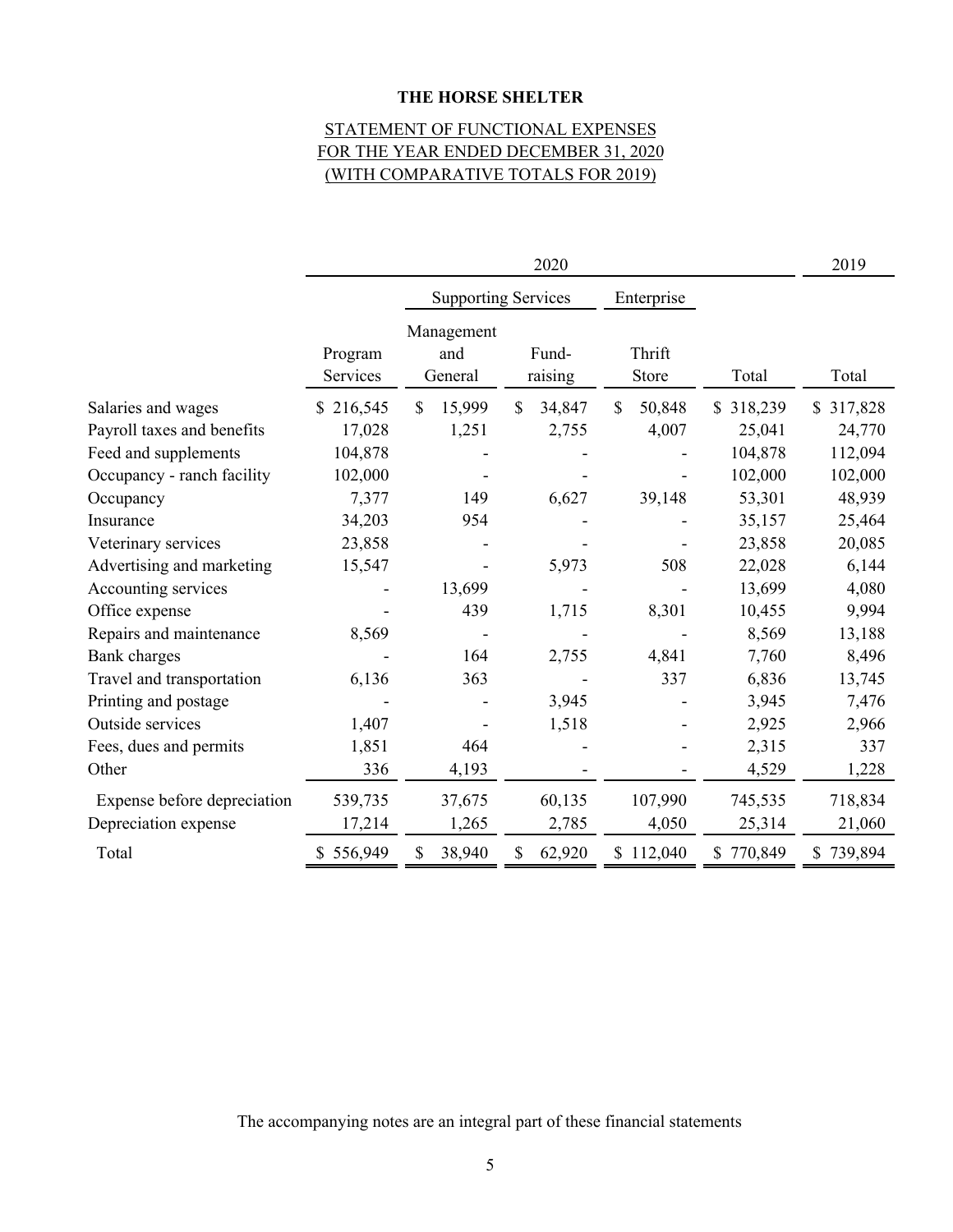**THE HORSE SHELTER**

STATEMENT OF FUNCTIONAL EXPENSES
FOR THE YEAR ENDED DECEMBER 31, 2020
(WITH COMPARATIVE TOTALS FOR 2019)

| | 2020 | | | | | 2019 |
|---|---|---|---|---|---|---|
| | | Supporting Services | | Enterprise | | |
| | Program Services | Management and General | Fund-raising | Thrift Store | Total | Total |
| Salaries and wages | $ 216,545 | $ 15,999 | $ 34,847 | $ 50,848 | $ 318,239 | $ 317,828 |
| Payroll taxes and benefits | 17,028 | 1,251 | 2,755 | 4,007 | 25,041 | 24,770 |
| Feed and supplements | 104,878 | - | - | - | 104,878 | 112,094 |
| Occupancy - ranch facility | 102,000 | - | - | - | 102,000 | 102,000 |
| Occupancy | 7,377 | 149 | 6,627 | 39,148 | 53,301 | 48,939 |
| Insurance | 34,203 | 954 | - | - | 35,157 | 25,464 |
| Veterinary services | 23,858 | - | - | - | 23,858 | 20,085 |
| Advertising and marketing | 15,547 | - | 5,973 | 508 | 22,028 | 6,144 |
| Accounting services | - | 13,699 | - | - | 13,699 | 4,080 |
| Office expense | - | 439 | 1,715 | 8,301 | 10,455 | 9,994 |
| Repairs and maintenance | 8,569 | - | - | - | 8,569 | 13,188 |
| Bank charges | - | 164 | 2,755 | 4,841 | 7,760 | 8,496 |
| Travel and transportation | 6,136 | 363 | - | 337 | 6,836 | 13,745 |
| Printing and postage | - | - | 3,945 | - | 3,945 | 7,476 |
| Outside services | 1,407 | - | 1,518 | - | 2,925 | 2,966 |
| Fees, dues and permits | 1,851 | 464 | - | - | 2,315 | 337 |
| Other | 336 | 4,193 | - | - | 4,529 | 1,228 |
| Expense before depreciation | 539,735 | 37,675 | 60,135 | 107,990 | 745,535 | 718,834 |
| Depreciation expense | 17,214 | 1,265 | 2,785 | 4,050 | 25,314 | 21,060 |
| Total | $ 556,949 | $ 38,940 | $ 62,920 | $ 112,040 | $ 770,849 | $ 739,894 |

The accompanying notes are an integral part of these financial statements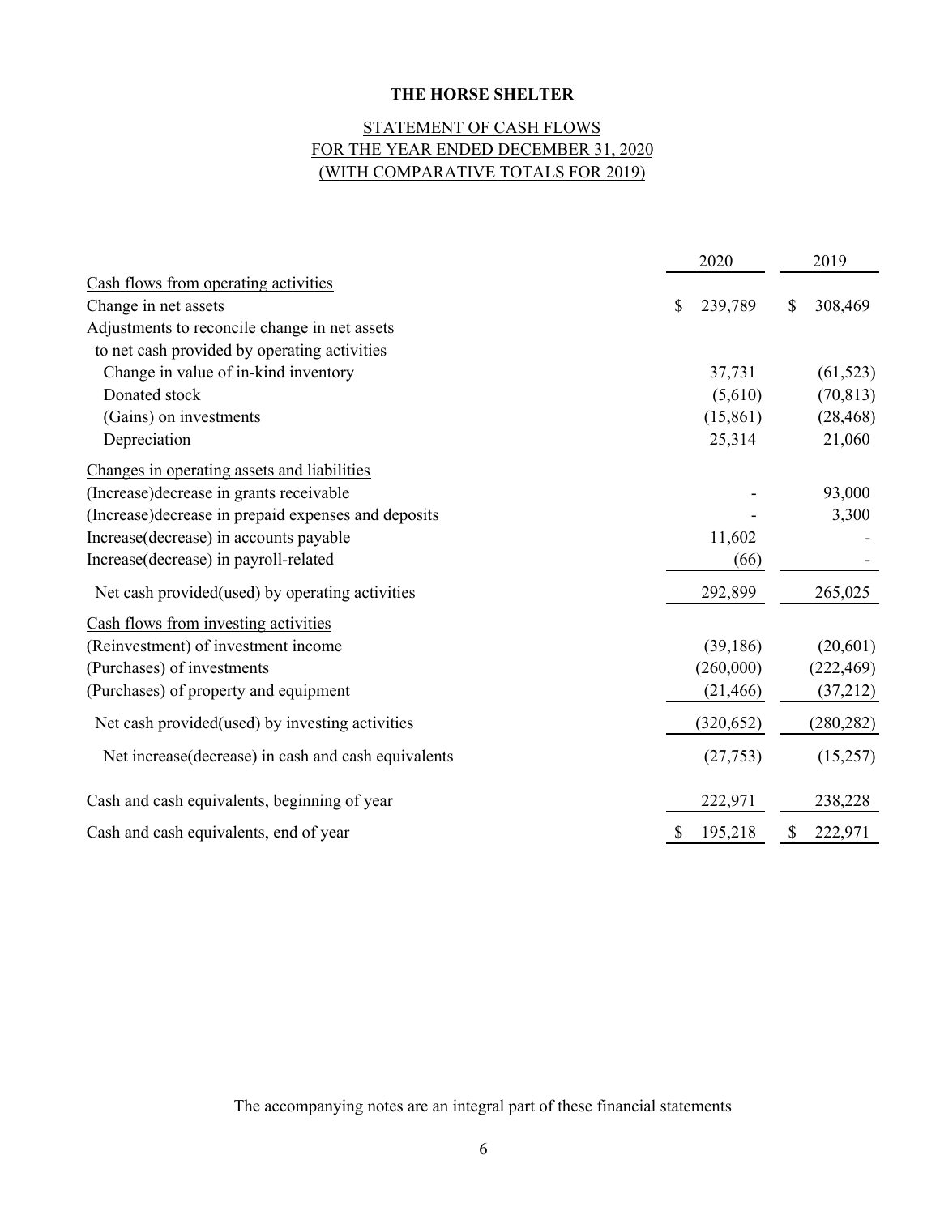# THE HORSE SHELTER

## STATEMENT OF CASH FLOWS
## FOR THE YEAR ENDED DECEMBER 31, 2020
## (WITH COMPARATIVE TOTALS FOR 2019)

| | 2020 | 2019 |
|---|---|---|
| Cash flows from operating activities | | |
| Change in net assets | $ 239,789 | $ 308,469 |
| Adjustments to reconcile change in net assets to net cash provided by operating activities | | |
| Change in value of in-kind inventory | 37,731 | (61,523) |
| Donated stock | (5,610) | (70,813) |
| (Gains) on investments | (15,861) | (28,468) |
| Depreciation | 25,314 | 21,060 |
| Changes in operating assets and liabilities | | |
| (Increase)decrease in grants receivable | - | 93,000 |
| (Increase)decrease in prepaid expenses and deposits | - | 3,300 |
| Increase(decrease) in accounts payable | 11,602 | - |
| Increase(decrease) in payroll-related | (66) | - |
| Net cash provided(used) by operating activities | 292,899 | 265,025 |
| Cash flows from investing activities | | |
| (Reinvestment) of investment income | (39,186) | (20,601) |
| (Purchases) of investments | (260,000) | (222,469) |
| (Purchases) of property and equipment | (21,466) | (37,212) |
| Net cash provided(used) by investing activities | (320,652) | (280,282) |
| Net increase(decrease) in cash and cash equivalents | (27,753) | (15,257) |
| Cash and cash equivalents, beginning of year | 222,971 | 238,228 |
| Cash and cash equivalents, end of year | $ 195,218 | $ 222,971 |

The accompanying notes are an integral part of these financial statements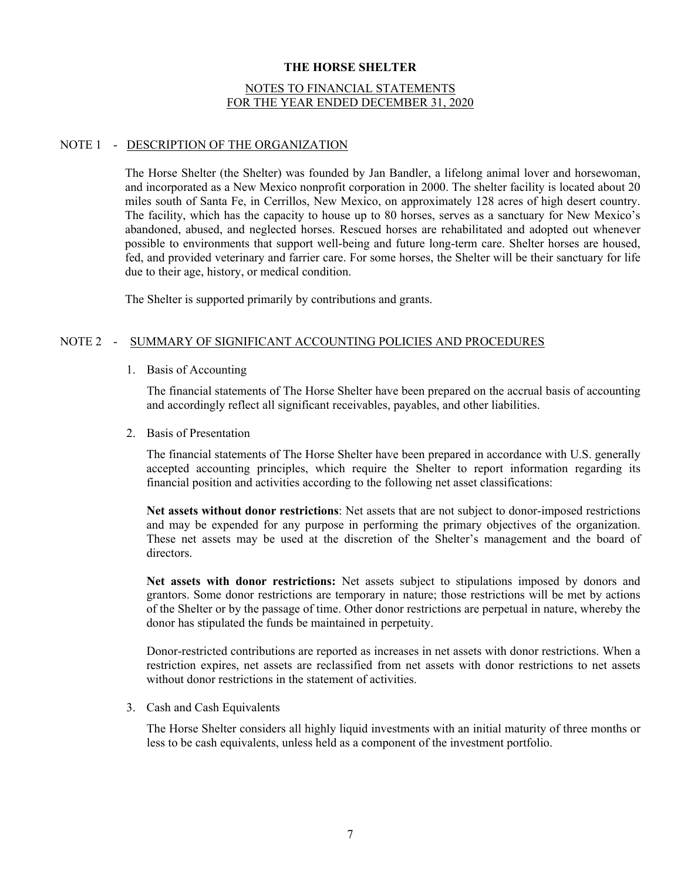**THE HORSE SHELTER**

NOTES TO FINANCIAL STATEMENTS
FOR THE YEAR ENDED DECEMBER 31, 2020

## NOTE 1 - DESCRIPTION OF THE ORGANIZATION

The Horse Shelter (the Shelter) was founded by Jan Bandler, a lifelong animal lover and horsewoman, and incorporated as a New Mexico nonprofit corporation in 2000. The shelter facility is located about 20 miles south of Santa Fe, in Cerrillos, New Mexico, on approximately 128 acres of high desert country. The facility, which has the capacity to house up to 80 horses, serves as a sanctuary for New Mexico's abandoned, abused, and neglected horses. Rescued horses are rehabilitated and adopted out whenever possible to environments that support well-being and future long-term care. Shelter horses are housed, fed, and provided veterinary and farrier care. For some horses, the Shelter will be their sanctuary for life due to their age, history, or medical condition.

The Shelter is supported primarily by contributions and grants.

## NOTE 2 - SUMMARY OF SIGNIFICANT ACCOUNTING POLICIES AND PROCEDURES

1. Basis of Accounting

   The financial statements of The Horse Shelter have been prepared on the accrual basis of accounting and accordingly reflect all significant receivables, payables, and other liabilities.

2. Basis of Presentation

   The financial statements of The Horse Shelter have been prepared in accordance with U.S. generally accepted accounting principles, which require the Shelter to report information regarding its financial position and activities according to the following net asset classifications:

   **Net assets without donor restrictions**: Net assets that are not subject to donor-imposed restrictions and may be expended for any purpose in performing the primary objectives of the organization. These net assets may be used at the discretion of the Shelter's management and the board of directors.

   **Net assets with donor restrictions:** Net assets subject to stipulations imposed by donors and grantors. Some donor restrictions are temporary in nature; those restrictions will be met by actions of the Shelter or by the passage of time. Other donor restrictions are perpetual in nature, whereby the donor has stipulated the funds be maintained in perpetuity.

   Donor-restricted contributions are reported as increases in net assets with donor restrictions. When a restriction expires, net assets are reclassified from net assets with donor restrictions to net assets without donor restrictions in the statement of activities.

3. Cash and Cash Equivalents

   The Horse Shelter considers all highly liquid investments with an initial maturity of three months or less to be cash equivalents, unless held as a component of the investment portfolio.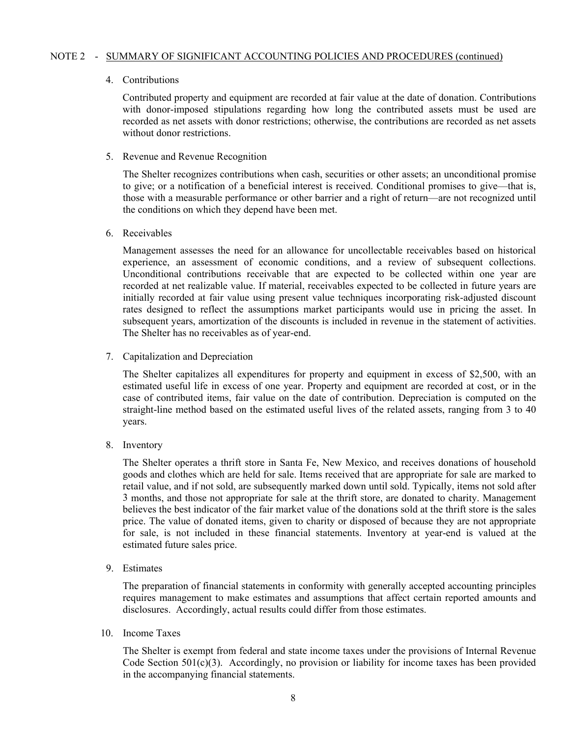NOTE 2 - SUMMARY OF SIGNIFICANT ACCOUNTING POLICIES AND PROCEDURES (continued)

4. Contributions

   Contributed property and equipment are recorded at fair value at the date of donation. Contributions with donor-imposed stipulations regarding how long the contributed assets must be used are recorded as net assets with donor restrictions; otherwise, the contributions are recorded as net assets without donor restrictions.

5. Revenue and Revenue Recognition

   The Shelter recognizes contributions when cash, securities or other assets; an unconditional promise to give; or a notification of a beneficial interest is received. Conditional promises to give—that is, those with a measurable performance or other barrier and a right of return—are not recognized until the conditions on which they depend have been met.

6. Receivables

   Management assesses the need for an allowance for uncollectable receivables based on historical experience, an assessment of economic conditions, and a review of subsequent collections. Unconditional contributions receivable that are expected to be collected within one year are recorded at net realizable value. If material, receivables expected to be collected in future years are initially recorded at fair value using present value techniques incorporating risk-adjusted discount rates designed to reflect the assumptions market participants would use in pricing the asset. In subsequent years, amortization of the discounts is included in revenue in the statement of activities. The Shelter has no receivables as of year-end.

7. Capitalization and Depreciation

   The Shelter capitalizes all expenditures for property and equipment in excess of $2,500, with an estimated useful life in excess of one year. Property and equipment are recorded at cost, or in the case of contributed items, fair value on the date of contribution. Depreciation is computed on the straight-line method based on the estimated useful lives of the related assets, ranging from 3 to 40 years.

8. Inventory

   The Shelter operates a thrift store in Santa Fe, New Mexico, and receives donations of household goods and clothes which are held for sale. Items received that are appropriate for sale are marked to retail value, and if not sold, are subsequently marked down until sold. Typically, items not sold after 3 months, and those not appropriate for sale at the thrift store, are donated to charity. Management believes the best indicator of the fair market value of the donations sold at the thrift store is the sales price. The value of donated items, given to charity or disposed of because they are not appropriate for sale, is not included in these financial statements. Inventory at year-end is valued at the estimated future sales price.

9. Estimates

   The preparation of financial statements in conformity with generally accepted accounting principles requires management to make estimates and assumptions that affect certain reported amounts and disclosures. Accordingly, actual results could differ from those estimates.

10. Income Taxes

    The Shelter is exempt from federal and state income taxes under the provisions of Internal Revenue Code Section 501(c)(3). Accordingly, no provision or liability for income taxes has been provided in the accompanying financial statements.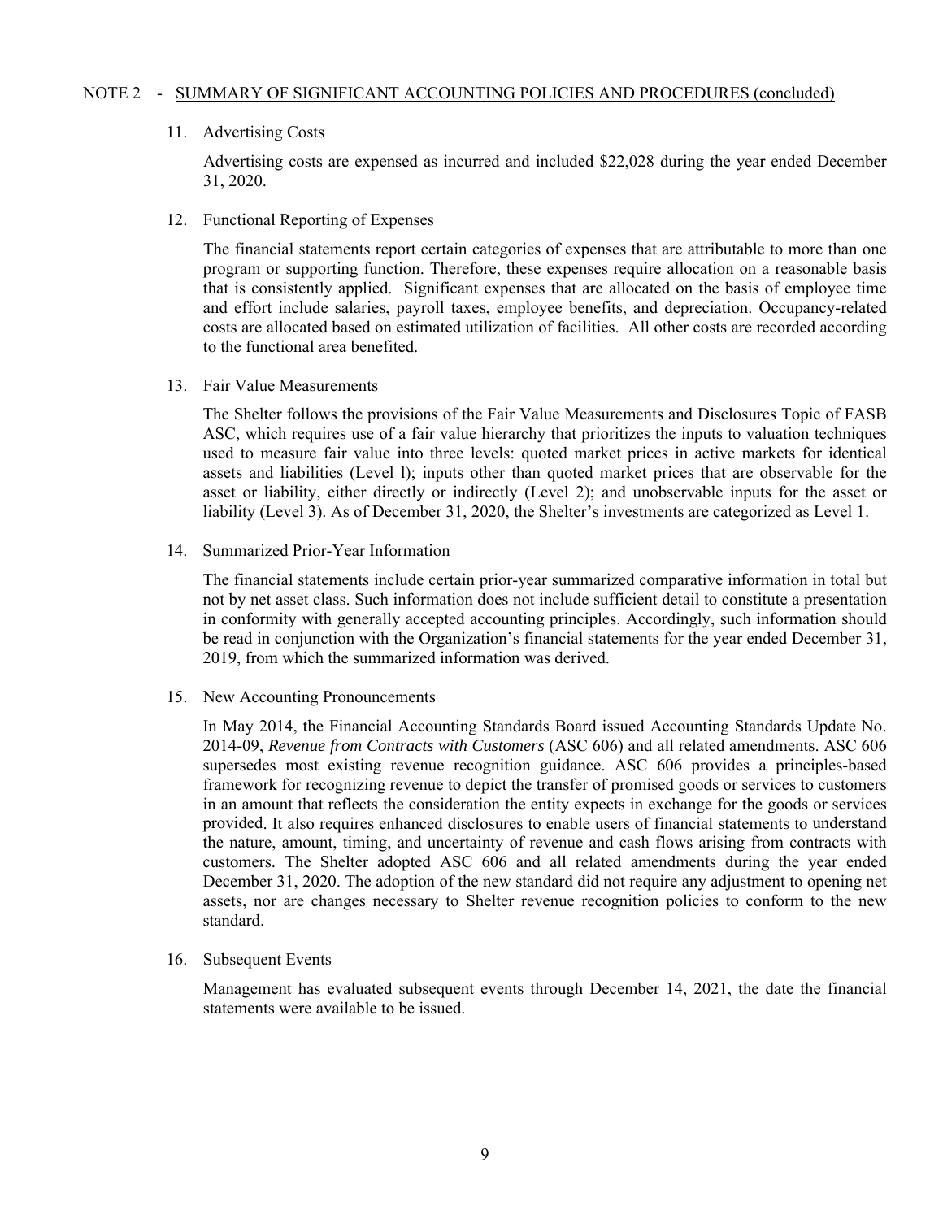NOTE 2 - SUMMARY OF SIGNIFICANT ACCOUNTING POLICIES AND PROCEDURES (concluded)

11. Advertising Costs

    Advertising costs are expensed as incurred and included $22,028 during the year ended December 31, 2020.

12. Functional Reporting of Expenses

    The financial statements report certain categories of expenses that are attributable to more than one program or supporting function. Therefore, these expenses require allocation on a reasonable basis that is consistently applied. Significant expenses that are allocated on the basis of employee time and effort include salaries, payroll taxes, employee benefits, and depreciation. Occupancy-related costs are allocated based on estimated utilization of facilities. All other costs are recorded according to the functional area benefited.

13. Fair Value Measurements

    The Shelter follows the provisions of the Fair Value Measurements and Disclosures Topic of FASB ASC, which requires use of a fair value hierarchy that prioritizes the inputs to valuation techniques used to measure fair value into three levels: quoted market prices in active markets for identical assets and liabilities (Level l); inputs other than quoted market prices that are observable for the asset or liability, either directly or indirectly (Level 2); and unobservable inputs for the asset or liability (Level 3). As of December 31, 2020, the Shelter's investments are categorized as Level 1.

14. Summarized Prior-Year Information

    The financial statements include certain prior-year summarized comparative information in total but not by net asset class. Such information does not include sufficient detail to constitute a presentation in conformity with generally accepted accounting principles. Accordingly, such information should be read in conjunction with the Organization's financial statements for the year ended December 31, 2019, from which the summarized information was derived.

15. New Accounting Pronouncements

    In May 2014, the Financial Accounting Standards Board issued Accounting Standards Update No. 2014-09, *Revenue from Contracts with Customers* (ASC 606) and all related amendments. ASC 606 supersedes most existing revenue recognition guidance. ASC 606 provides a principles-based framework for recognizing revenue to depict the transfer of promised goods or services to customers in an amount that reflects the consideration the entity expects in exchange for the goods or services provided. It also requires enhanced disclosures to enable users of financial statements to understand the nature, amount, timing, and uncertainty of revenue and cash flows arising from contracts with customers. The Shelter adopted ASC 606 and all related amendments during the year ended December 31, 2020. The adoption of the new standard did not require any adjustment to opening net assets, nor are changes necessary to Shelter revenue recognition policies to conform to the new standard.

16. Subsequent Events

    Management has evaluated subsequent events through December 14, 2021, the date the financial statements were available to be issued.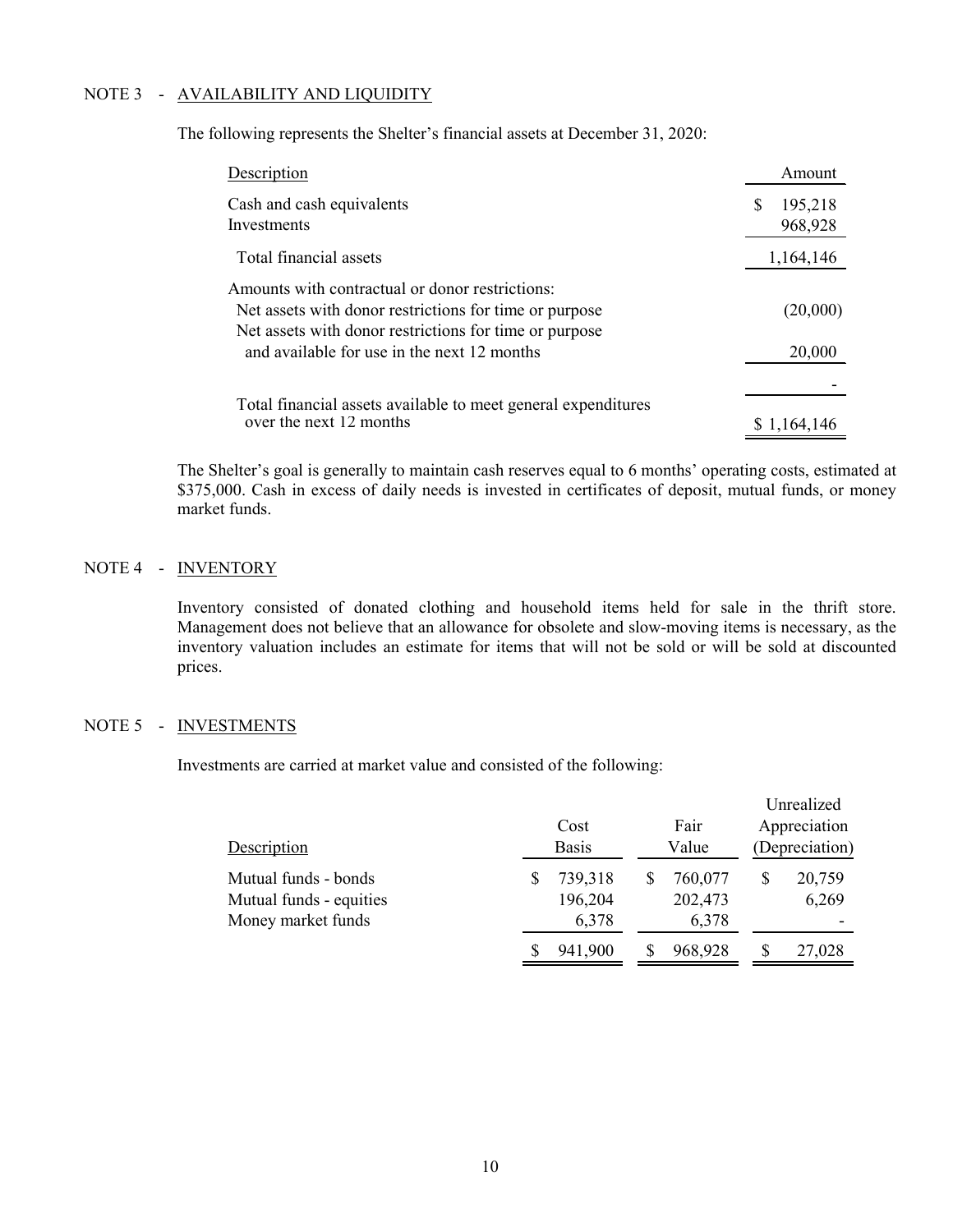## NOTE 3 - AVAILABILITY AND LIQUIDITY

The following represents the Shelter's financial assets at December 31, 2020:

| Description | Amount |
|---|---|
| Cash and cash equivalents | $ 195,218 |
| Investments | 968,928 |
| Total financial assets | 1,164,146 |
| Amounts with contractual or donor restrictions: | |
| Net assets with donor restrictions for time or purpose | (20,000) |
| Net assets with donor restrictions for time or purpose and available for use in the next 12 months | 20,000 |
| | - |
| Total financial assets available to meet general expenditures over the next 12 months | $ 1,164,146 |

The Shelter's goal is generally to maintain cash reserves equal to 6 months' operating costs, estimated at \$375,000. Cash in excess of daily needs is invested in certificates of deposit, mutual funds, or money market funds.

## NOTE 4 - INVENTORY

Inventory consisted of donated clothing and household items held for sale in the thrift store. Management does not believe that an allowance for obsolete and slow-moving items is necessary, as the inventory valuation includes an estimate for items that will not be sold or will be sold at discounted prices.

## NOTE 5 - INVESTMENTS

Investments are carried at market value and consisted of the following:

| Description | Cost Basis | Fair Value | Unrealized Appreciation (Depreciation) |
|---|---|---|---|
| Mutual funds - bonds | $ 739,318 | $ 760,077 | $ 20,759 |
| Mutual funds - equities | 196,204 | 202,473 | 6,269 |
| Money market funds | 6,378 | 6,378 | - |
| | $ 941,900 | $ 968,928 | $ 27,028 |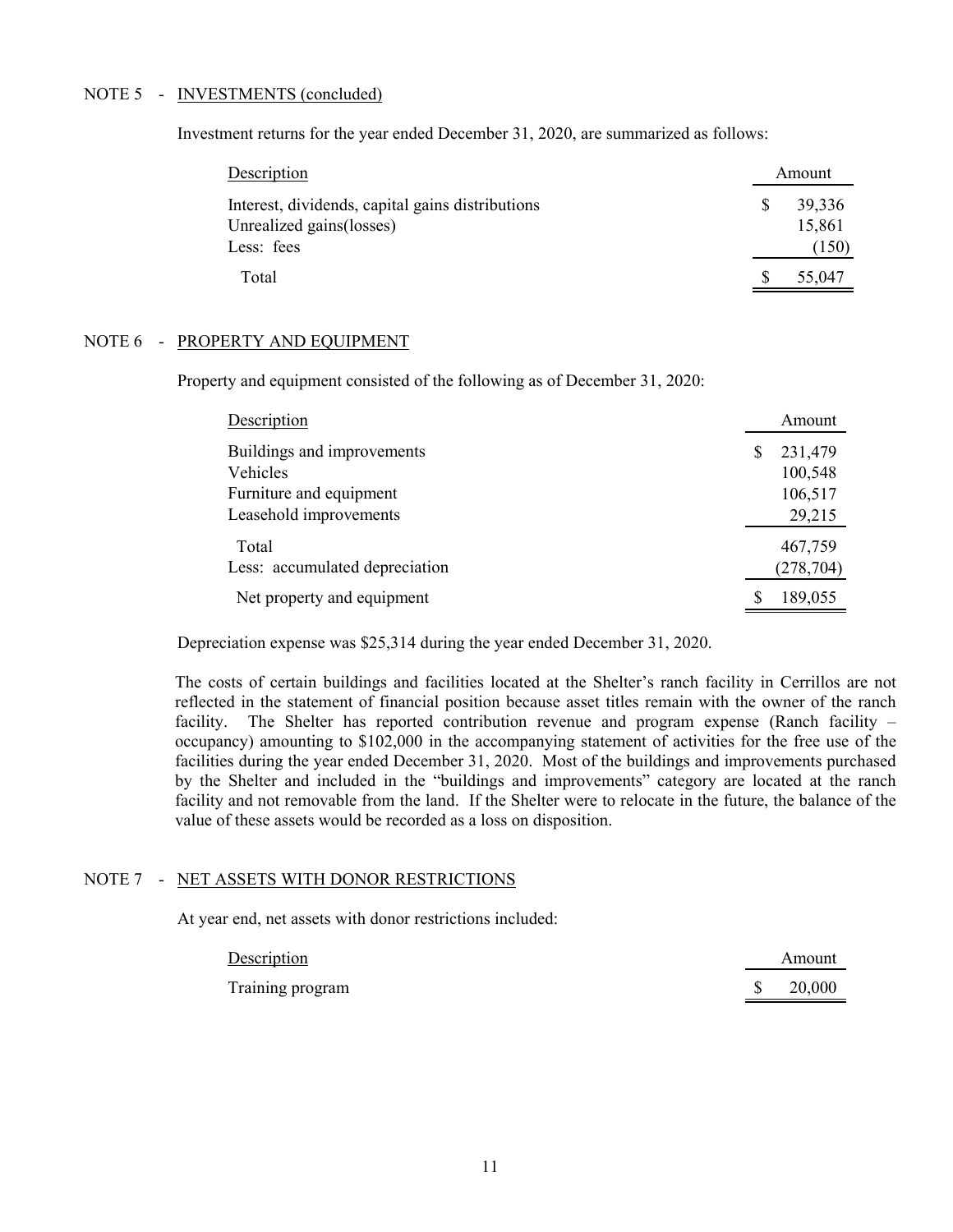## NOTE 5 - INVESTMENTS (concluded)

Investment returns for the year ended December 31, 2020, are summarized as follows:

| Description | Amount |
|---|---|
| Interest, dividends, capital gains distributions | $ 39,336 |
| Unrealized gains(losses) | 15,861 |
| Less: fees | (150) |
| Total | $ 55,047 |

## NOTE 6 - PROPERTY AND EQUIPMENT

Property and equipment consisted of the following as of December 31, 2020:

| Description | Amount |
|---|---|
| Buildings and improvements | $ 231,479 |
| Vehicles | 100,548 |
| Furniture and equipment | 106,517 |
| Leasehold improvements | 29,215 |
| Total | 467,759 |
| Less: accumulated depreciation | (278,704) |
| Net property and equipment | $ 189,055 |

Depreciation expense was $25,314 during the year ended December 31, 2020.

The costs of certain buildings and facilities located at the Shelter's ranch facility in Cerrillos are not reflected in the statement of financial position because asset titles remain with the owner of the ranch facility. The Shelter has reported contribution revenue and program expense (Ranch facility – occupancy) amounting to $102,000 in the accompanying statement of activities for the free use of the facilities during the year ended December 31, 2020. Most of the buildings and improvements purchased by the Shelter and included in the "buildings and improvements" category are located at the ranch facility and not removable from the land. If the Shelter were to relocate in the future, the balance of the value of these assets would be recorded as a loss on disposition.

## NOTE 7 - NET ASSETS WITH DONOR RESTRICTIONS

At year end, net assets with donor restrictions included:

| Description | Amount |
|---|---|
| Training program | $ 20,000 |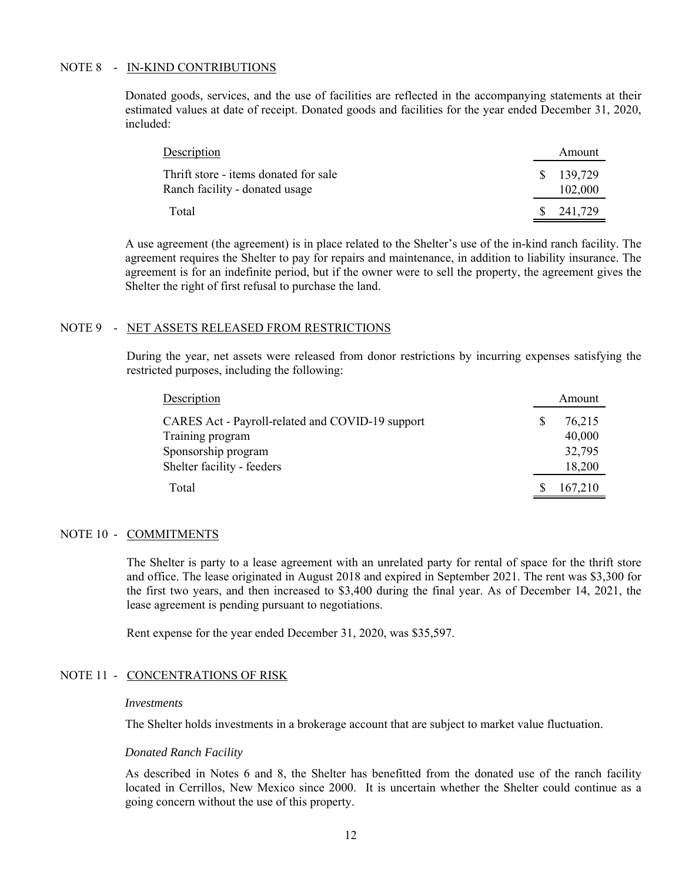## NOTE 8 - IN-KIND CONTRIBUTIONS

Donated goods, services, and the use of facilities are reflected in the accompanying statements at their estimated values at date of receipt. Donated goods and facilities for the year ended December 31, 2020, included:

| Description | Amount |
|---|---|
| Thrift store - items donated for sale | $ 139,729 |
| Ranch facility - donated usage | 102,000 |
| Total | $ 241,729 |

A use agreement (the agreement) is in place related to the Shelter's use of the in-kind ranch facility. The agreement requires the Shelter to pay for repairs and maintenance, in addition to liability insurance. The agreement is for an indefinite period, but if the owner were to sell the property, the agreement gives the Shelter the right of first refusal to purchase the land.

## NOTE 9 - NET ASSETS RELEASED FROM RESTRICTIONS

During the year, net assets were released from donor restrictions by incurring expenses satisfying the restricted purposes, including the following:

| Description | Amount |
|---|---|
| CARES Act - Payroll-related and COVID-19 support | $ 76,215 |
| Training program | 40,000 |
| Sponsorship program | 32,795 |
| Shelter facility - feeders | 18,200 |
| Total | $ 167,210 |

## NOTE 10 - COMMITMENTS

The Shelter is party to a lease agreement with an unrelated party for rental of space for the thrift store and office. The lease originated in August 2018 and expired in September 2021. The rent was $3,300 for the first two years, and then increased to $3,400 during the final year. As of December 14, 2021, the lease agreement is pending pursuant to negotiations.

Rent expense for the year ended December 31, 2020, was $35,597.

## NOTE 11 - CONCENTRATIONS OF RISK

*Investments*

The Shelter holds investments in a brokerage account that are subject to market value fluctuation.

*Donated Ranch Facility*

As described in Notes 6 and 8, the Shelter has benefitted from the donated use of the ranch facility located in Cerrillos, New Mexico since 2000. It is uncertain whether the Shelter could continue as a going concern without the use of this property.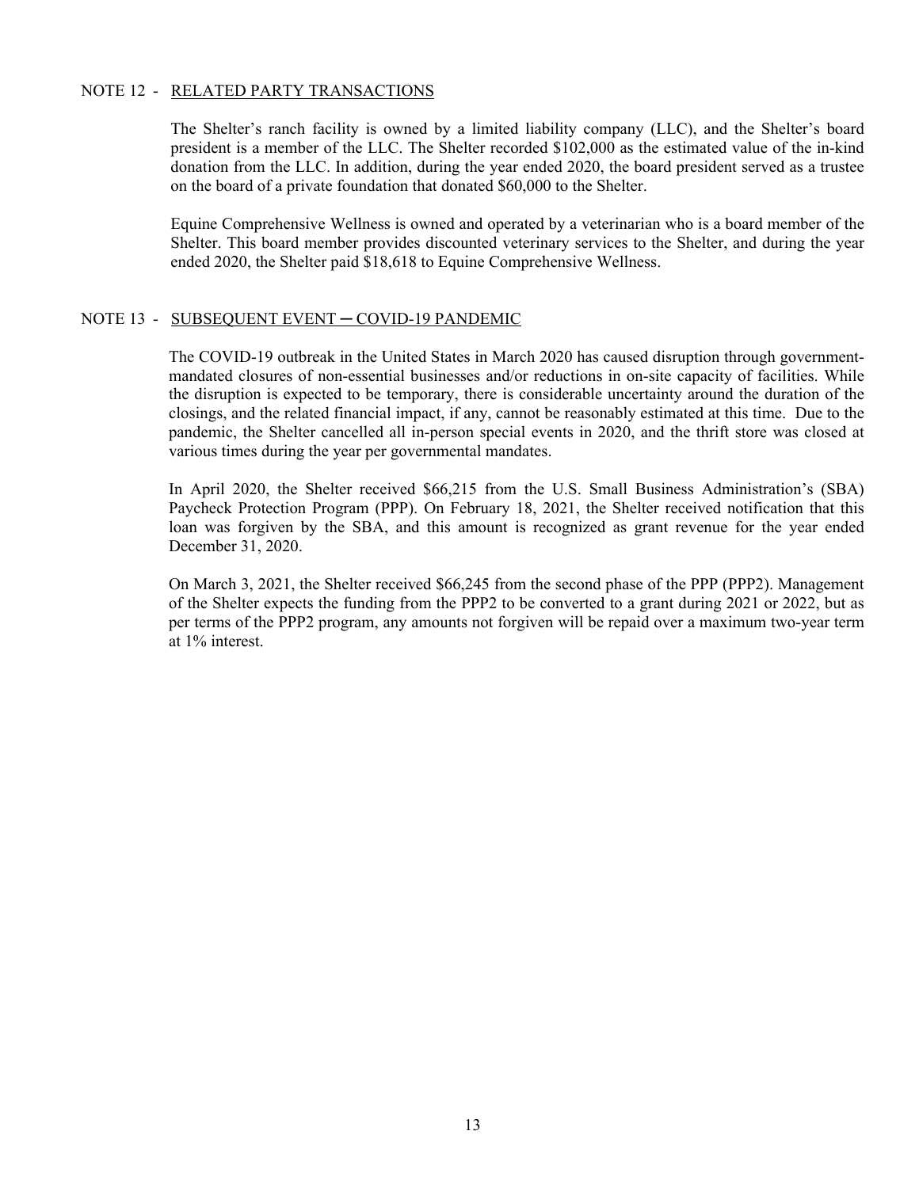## NOTE 12 - RELATED PARTY TRANSACTIONS

The Shelter's ranch facility is owned by a limited liability company (LLC), and the Shelter's board president is a member of the LLC. The Shelter recorded $102,000 as the estimated value of the in-kind donation from the LLC. In addition, during the year ended 2020, the board president served as a trustee on the board of a private foundation that donated $60,000 to the Shelter.

Equine Comprehensive Wellness is owned and operated by a veterinarian who is a board member of the Shelter. This board member provides discounted veterinary services to the Shelter, and during the year ended 2020, the Shelter paid $18,618 to Equine Comprehensive Wellness.

## NOTE 13 - SUBSEQUENT EVENT ─ COVID-19 PANDEMIC

The COVID-19 outbreak in the United States in March 2020 has caused disruption through government-mandated closures of non-essential businesses and/or reductions in on-site capacity of facilities. While the disruption is expected to be temporary, there is considerable uncertainty around the duration of the closings, and the related financial impact, if any, cannot be reasonably estimated at this time. Due to the pandemic, the Shelter cancelled all in-person special events in 2020, and the thrift store was closed at various times during the year per governmental mandates.

In April 2020, the Shelter received $66,215 from the U.S. Small Business Administration's (SBA) Paycheck Protection Program (PPP). On February 18, 2021, the Shelter received notification that this loan was forgiven by the SBA, and this amount is recognized as grant revenue for the year ended December 31, 2020.

On March 3, 2021, the Shelter received $66,245 from the second phase of the PPP (PPP2). Management of the Shelter expects the funding from the PPP2 to be converted to a grant during 2021 or 2022, but as per terms of the PPP2 program, any amounts not forgiven will be repaid over a maximum two-year term at 1% interest.